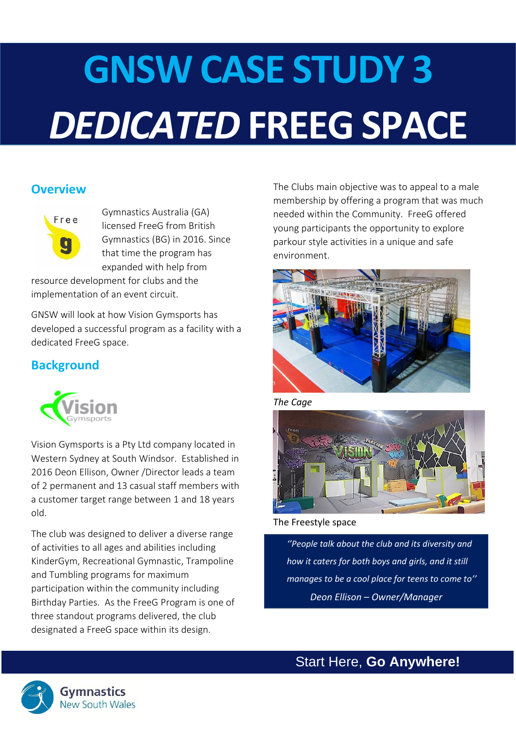# GNSW CASE STUDY 3

# *DEDICATED* FREEG SPACE

## Overview

Gymnastics Australia (GA) licensed FreeG from British Gymnastics (BG) in 2016. Since that time the program has expanded with help from resource development for clubs and the implementation of an event circuit.

GNSW will look at how Vision Gymsports has developed a successful program as a facility with a dedicated FreeG space.

## Background

Vision Gymsports is a Pty Ltd company located in Western Sydney at South Windsor. Established in 2016 Deon Ellison, Owner /Director leads a team of 2 permanent and 13 casual staff members with a customer target range between 1 and 18 years old.

The club was designed to deliver a diverse range of activities to all ages and abilities including KinderGym, Recreational Gymnastic, Trampoline and Tumbling programs for maximum participation within the community including Birthday Parties. As the FreeG Program is one of three standout programs delivered, the club designated a FreeG space within its design.

The Clubs main objective was to appeal to a male membership by offering a program that was much needed within the Community. FreeG offered young participants the opportunity to explore parkour style activities in a unique and safe environment.

*The Cage*

The Freestyle space

> *''People talk about the club and its diversity and how it caters for both boys and girls, and it still manages to be a cool place for teens to come to''*
>
> *Deon Ellison – Owner/Manager*

Start Here, **Go Anywhere!**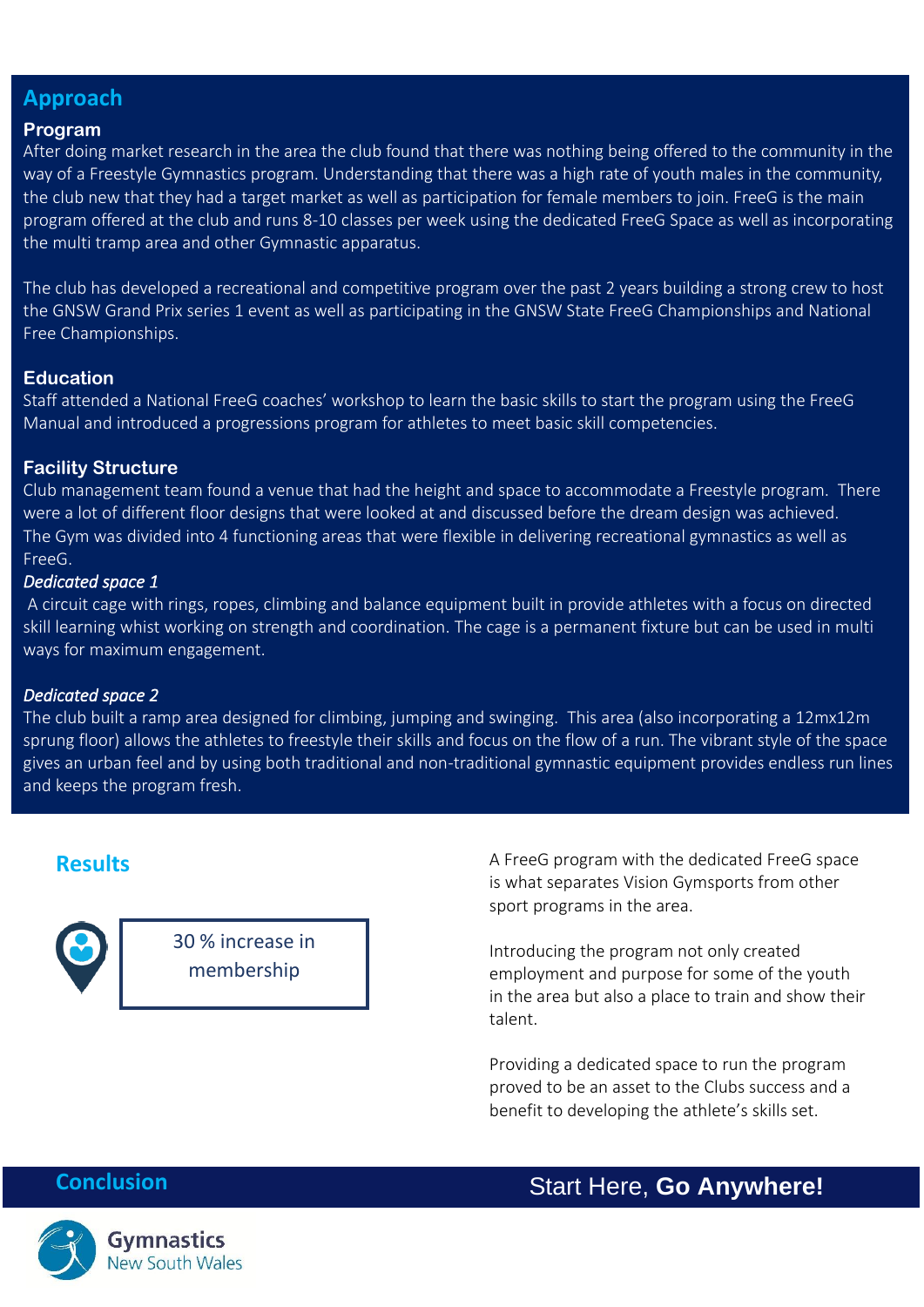## Approach

### Program

After doing market research in the area the club found that there was nothing being offered to the community in the way of a Freestyle Gymnastics program. Understanding that there was a high rate of youth males in the community, the club new that they had a target market as well as participation for female members to join. FreeG is the main program offered at the club and runs 8-10 classes per week using the dedicated FreeG Space as well as incorporating the multi tramp area and other Gymnastic apparatus.

The club has developed a recreational and competitive program over the past 2 years building a strong crew to host the GNSW Grand Prix series 1 event as well as participating in the GNSW State FreeG Championships and National Free Championships.

### Education

Staff attended a National FreeG coaches' workshop to learn the basic skills to start the program using the FreeG Manual and introduced a progressions program for athletes to meet basic skill competencies.

### Facility Structure

Club management team found a venue that had the height and space to accommodate a Freestyle program. There were a lot of different floor designs that were looked at and discussed before the dream design was achieved. The Gym was divided into 4 functioning areas that were flexible in delivering recreational gymnastics as well as FreeG.

*Dedicated space 1*

A circuit cage with rings, ropes, climbing and balance equipment built in provide athletes with a focus on directed skill learning whist working on strength and coordination. The cage is a permanent fixture but can be used in multi ways for maximum engagement.

*Dedicated space 2*

The club built a ramp area designed for climbing, jumping and swinging. This area (also incorporating a 12mx12m sprung floor) allows the athletes to freestyle their skills and focus on the flow of a run. The vibrant style of the space gives an urban feel and by using both traditional and non-traditional gymnastic equipment provides endless run lines and keeps the program fresh.

## Results

30 % increase in membership

A FreeG program with the dedicated FreeG space is what separates Vision Gymsports from other sport programs in the area.

Introducing the program not only created employment and purpose for some of the youth in the area but also a place to train and show their talent.

Providing a dedicated space to run the program proved to be an asset to the Clubs success and a benefit to developing the athlete's skills set.

## Conclusion

Start Here, **Go Anywhere!**

Gymnastics New South Wales